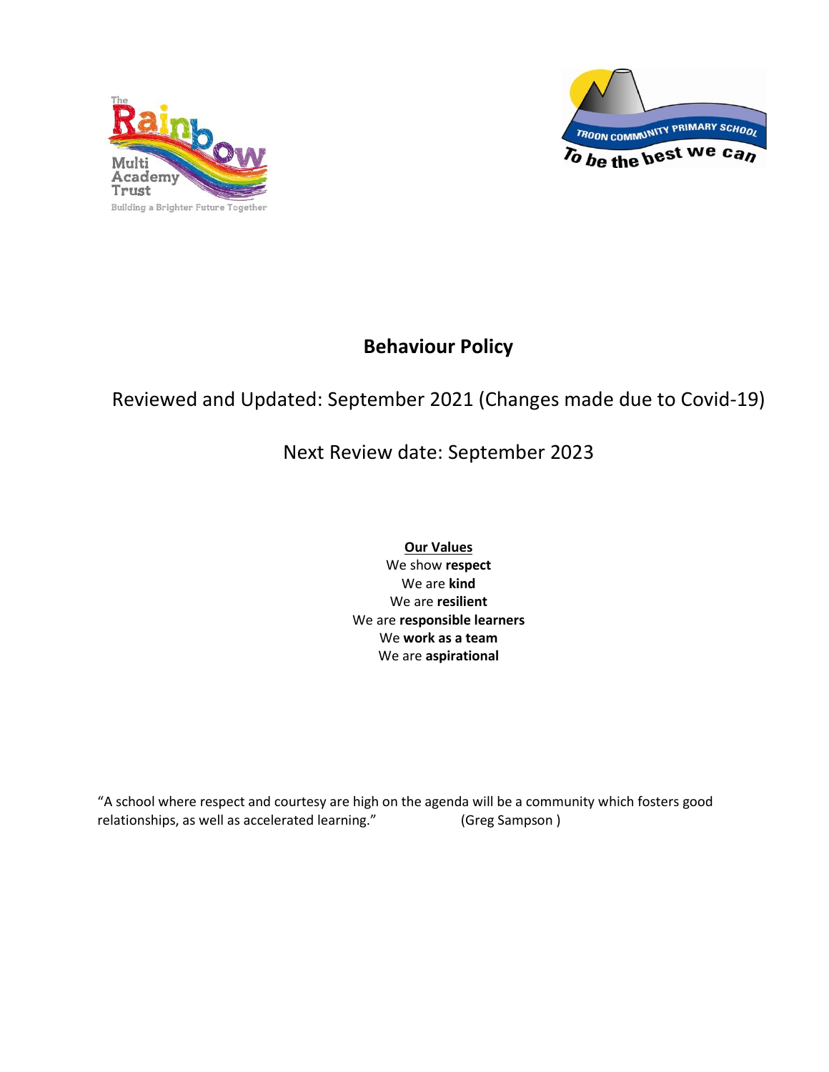# Behaviour Policy

Reviewed and Updated: September 2021 (Changes made due to Covid-19)

Next Review date: September 2023

**Our Values**

We show **respect**

We are **kind**

We are **resilient**

We are **responsible learners**

We **work as a team**

We are **aspirational**

"A school where respect and courtesy are high on the agenda will be a community which fosters good relationships, as well as accelerated learning." (Greg Sampson )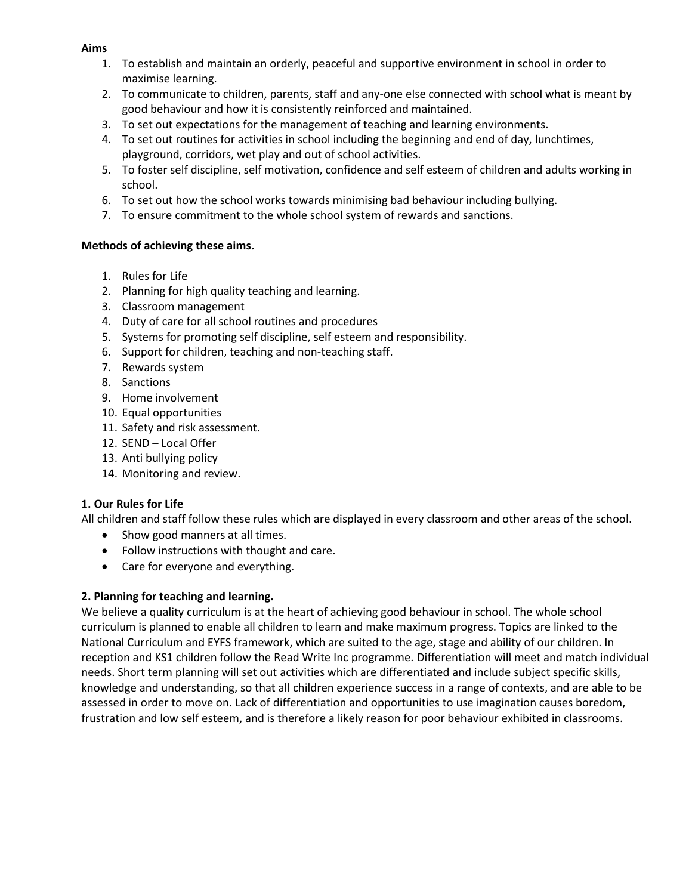**Aims**

1. To establish and maintain an orderly, peaceful and supportive environment in school in order to maximise learning.
2. To communicate to children, parents, staff and any-one else connected with school what is meant by good behaviour and how it is consistently reinforced and maintained.
3. To set out expectations for the management of teaching and learning environments.
4. To set out routines for activities in school including the beginning and end of day, lunchtimes, playground, corridors, wet play and out of school activities.
5. To foster self discipline, self motivation, confidence and self esteem of children and adults working in school.
6. To set out how the school works towards minimising bad behaviour including bullying.
7. To ensure commitment to the whole school system of rewards and sanctions.

**Methods of achieving these aims.**

1. Rules for Life
2. Planning for high quality teaching and learning.
3. Classroom management
4. Duty of care for all school routines and procedures
5. Systems for promoting self discipline, self esteem and responsibility.
6. Support for children, teaching and non-teaching staff.
7. Rewards system
8. Sanctions
9. Home involvement
10. Equal opportunities
11. Safety and risk assessment.
12. SEND – Local Offer
13. Anti bullying policy
14. Monitoring and review.

**1. Our Rules for Life**

All children and staff follow these rules which are displayed in every classroom and other areas of the school.

- Show good manners at all times.
- Follow instructions with thought and care.
- Care for everyone and everything.

**2. Planning for teaching and learning.**

We believe a quality curriculum is at the heart of achieving good behaviour in school. The whole school curriculum is planned to enable all children to learn and make maximum progress. Topics are linked to the National Curriculum and EYFS framework, which are suited to the age, stage and ability of our children. In reception and KS1 children follow the Read Write Inc programme. Differentiation will meet and match individual needs. Short term planning will set out activities which are differentiated and include subject specific skills, knowledge and understanding, so that all children experience success in a range of contexts, and are able to be assessed in order to move on. Lack of differentiation and opportunities to use imagination causes boredom, frustration and low self esteem, and is therefore a likely reason for poor behaviour exhibited in classrooms.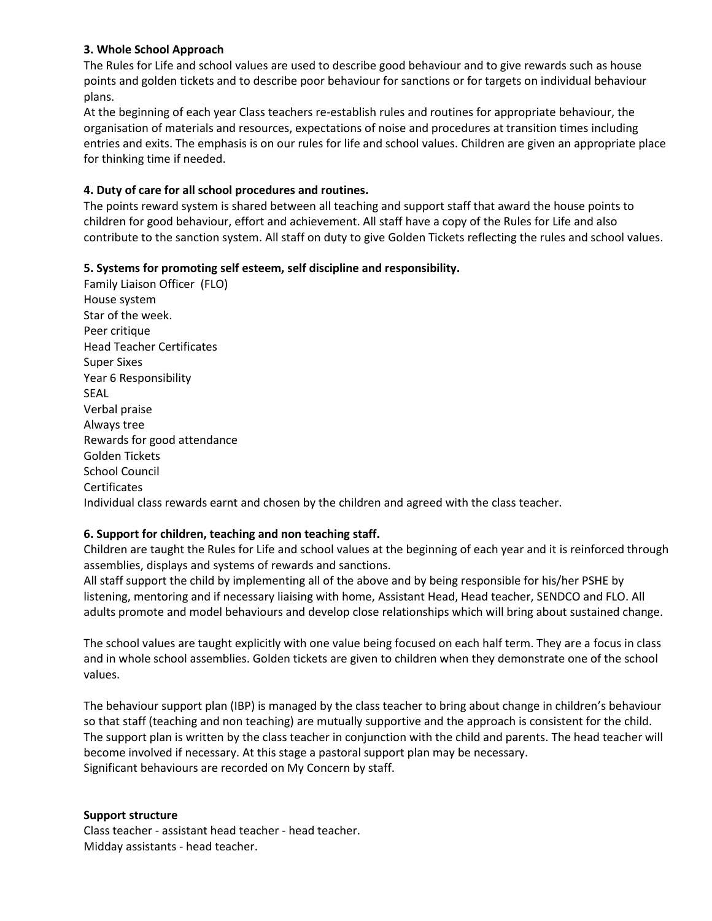**3. Whole School Approach**

The Rules for Life and school values are used to describe good behaviour and to give rewards such as house points and golden tickets and to describe poor behaviour for sanctions or for targets on individual behaviour plans.

At the beginning of each year Class teachers re-establish rules and routines for appropriate behaviour, the organisation of materials and resources, expectations of noise and procedures at transition times including entries and exits. The emphasis is on our rules for life and school values. Children are given an appropriate place for thinking time if needed.

**4. Duty of care for all school procedures and routines.**

The points reward system is shared between all teaching and support staff that award the house points to children for good behaviour, effort and achievement. All staff have a copy of the Rules for Life and also contribute to the sanction system. All staff on duty to give Golden Tickets reflecting the rules and school values.

**5. Systems for promoting self esteem, self discipline and responsibility.**

Family Liaison Officer (FLO)
House system
Star of the week.
Peer critique
Head Teacher Certificates
Super Sixes
Year 6 Responsibility
SEAL
Verbal praise
Always tree
Rewards for good attendance
Golden Tickets
School Council
Certificates
Individual class rewards earnt and chosen by the children and agreed with the class teacher.

**6. Support for children, teaching and non teaching staff.**

Children are taught the Rules for Life and school values at the beginning of each year and it is reinforced through assemblies, displays and systems of rewards and sanctions.

All staff support the child by implementing all of the above and by being responsible for his/her PSHE by listening, mentoring and if necessary liaising with home, Assistant Head, Head teacher, SENDCO and FLO. All adults promote and model behaviours and develop close relationships which will bring about sustained change.

The school values are taught explicitly with one value being focused on each half term. They are a focus in class and in whole school assemblies. Golden tickets are given to children when they demonstrate one of the school values.

The behaviour support plan (IBP) is managed by the class teacher to bring about change in children's behaviour so that staff (teaching and non teaching) are mutually supportive and the approach is consistent for the child. The support plan is written by the class teacher in conjunction with the child and parents. The head teacher will become involved if necessary. At this stage a pastoral support plan may be necessary.
Significant behaviours are recorded on My Concern by staff.

**Support structure**

Class teacher - assistant head teacher - head teacher.
Midday assistants - head teacher.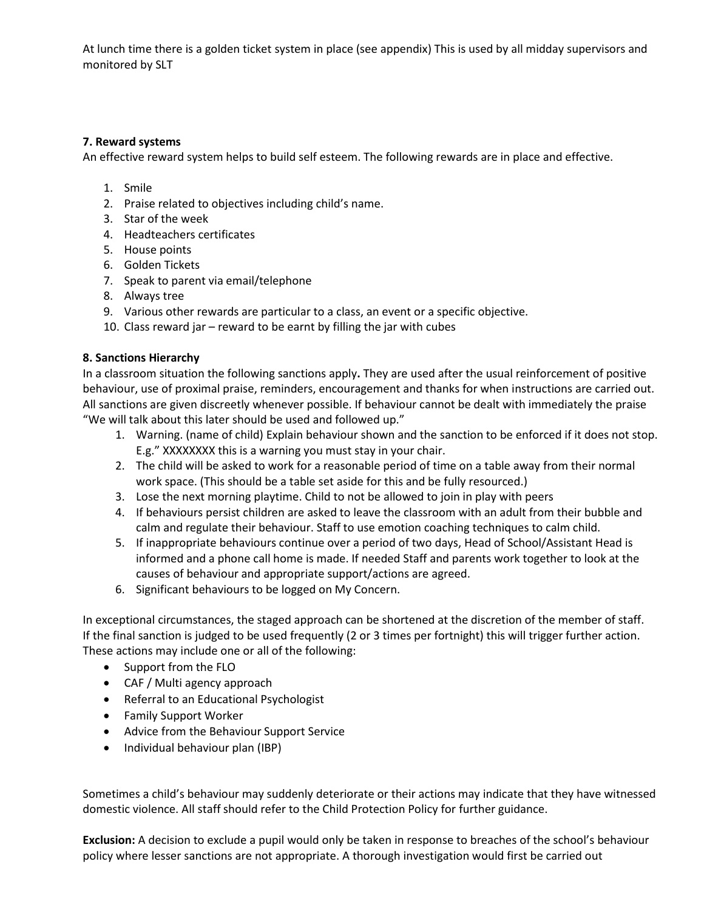At lunch time there is a golden ticket system in place (see appendix) This is used by all midday supervisors and monitored by SLT

**7. Reward systems**

An effective reward system helps to build self esteem. The following rewards are in place and effective.

1. Smile
2. Praise related to objectives including child's name.
3. Star of the week
4. Headteachers certificates
5. House points
6. Golden Tickets
7. Speak to parent via email/telephone
8. Always tree
9. Various other rewards are particular to a class, an event or a specific objective.
10. Class reward jar – reward to be earnt by filling the jar with cubes

**8. Sanctions Hierarchy**

In a classroom situation the following sanctions apply**.** They are used after the usual reinforcement of positive behaviour, use of proximal praise, reminders, encouragement and thanks for when instructions are carried out. All sanctions are given discreetly whenever possible. If behaviour cannot be dealt with immediately the praise "We will talk about this later should be used and followed up."

1. Warning. (name of child) Explain behaviour shown and the sanction to be enforced if it does not stop. E.g." XXXXXXXX this is a warning you must stay in your chair.
2. The child will be asked to work for a reasonable period of time on a table away from their normal work space. (This should be a table set aside for this and be fully resourced.)
3. Lose the next morning playtime. Child to not be allowed to join in play with peers
4. If behaviours persist children are asked to leave the classroom with an adult from their bubble and calm and regulate their behaviour. Staff to use emotion coaching techniques to calm child.
5. If inappropriate behaviours continue over a period of two days, Head of School/Assistant Head is informed and a phone call home is made. If needed Staff and parents work together to look at the causes of behaviour and appropriate support/actions are agreed.
6. Significant behaviours to be logged on My Concern.

In exceptional circumstances, the staged approach can be shortened at the discretion of the member of staff. If the final sanction is judged to be used frequently (2 or 3 times per fortnight) this will trigger further action. These actions may include one or all of the following:

- Support from the FLO
- CAF / Multi agency approach
- Referral to an Educational Psychologist
- Family Support Worker
- Advice from the Behaviour Support Service
- Individual behaviour plan (IBP)

Sometimes a child's behaviour may suddenly deteriorate or their actions may indicate that they have witnessed domestic violence. All staff should refer to the Child Protection Policy for further guidance.

**Exclusion:** A decision to exclude a pupil would only be taken in response to breaches of the school's behaviour policy where lesser sanctions are not appropriate. A thorough investigation would first be carried out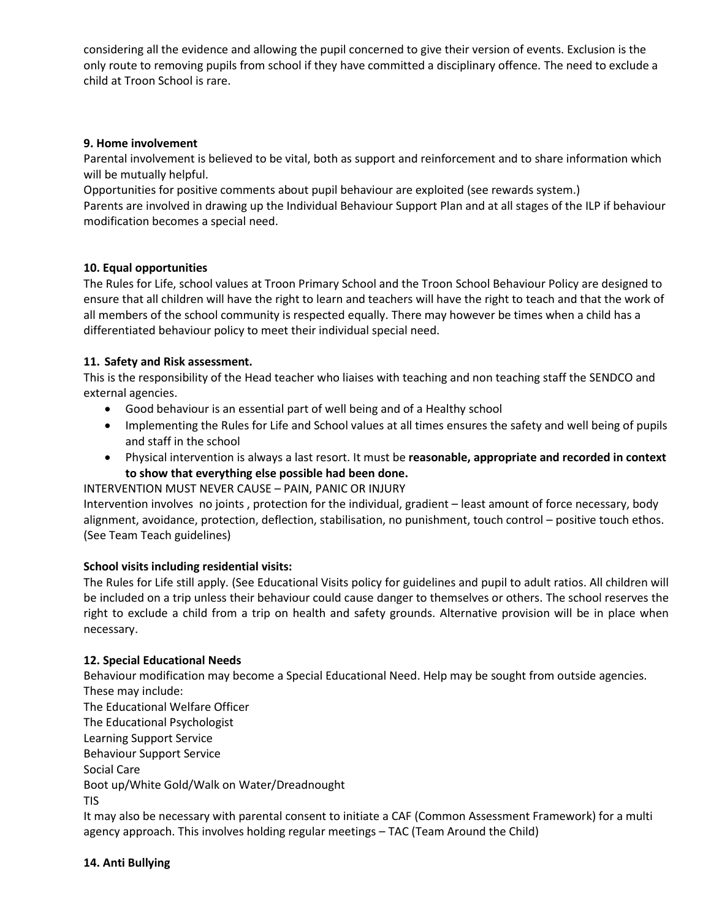considering all the evidence and allowing the pupil concerned to give their version of events. Exclusion is the only route to removing pupils from school if they have committed a disciplinary offence. The need to exclude a child at Troon School is rare.

**9. Home involvement**

Parental involvement is believed to be vital, both as support and reinforcement and to share information which will be mutually helpful.

Opportunities for positive comments about pupil behaviour are exploited (see rewards system.)

Parents are involved in drawing up the Individual Behaviour Support Plan and at all stages of the ILP if behaviour modification becomes a special need.

**10. Equal opportunities**

The Rules for Life, school values at Troon Primary School and the Troon School Behaviour Policy are designed to ensure that all children will have the right to learn and teachers will have the right to teach and that the work of all members of the school community is respected equally. There may however be times when a child has a differentiated behaviour policy to meet their individual special need.

**11. Safety and Risk assessment.**

This is the responsibility of the Head teacher who liaises with teaching and non teaching staff the SENDCO and external agencies.

- Good behaviour is an essential part of well being and of a Healthy school
- Implementing the Rules for Life and School values at all times ensures the safety and well being of pupils and staff in the school
- Physical intervention is always a last resort. It must be **reasonable, appropriate and recorded in context to show that everything else possible had been done.**

INTERVENTION MUST NEVER CAUSE – PAIN, PANIC OR INJURY

Intervention involves no joints , protection for the individual, gradient – least amount of force necessary, body alignment, avoidance, protection, deflection, stabilisation, no punishment, touch control – positive touch ethos. (See Team Teach guidelines)

**School visits including residential visits:**

The Rules for Life still apply. (See Educational Visits policy for guidelines and pupil to adult ratios. All children will be included on a trip unless their behaviour could cause danger to themselves or others. The school reserves the right to exclude a child from a trip on health and safety grounds. Alternative provision will be in place when necessary.

**12. Special Educational Needs**

Behaviour modification may become a Special Educational Need. Help may be sought from outside agencies. These may include:

The Educational Welfare Officer
The Educational Psychologist
Learning Support Service
Behaviour Support Service
Social Care
Boot up/White Gold/Walk on Water/Dreadnought
TIS

It may also be necessary with parental consent to initiate a CAF (Common Assessment Framework) for a multi agency approach. This involves holding regular meetings – TAC (Team Around the Child)

**14. Anti Bullying**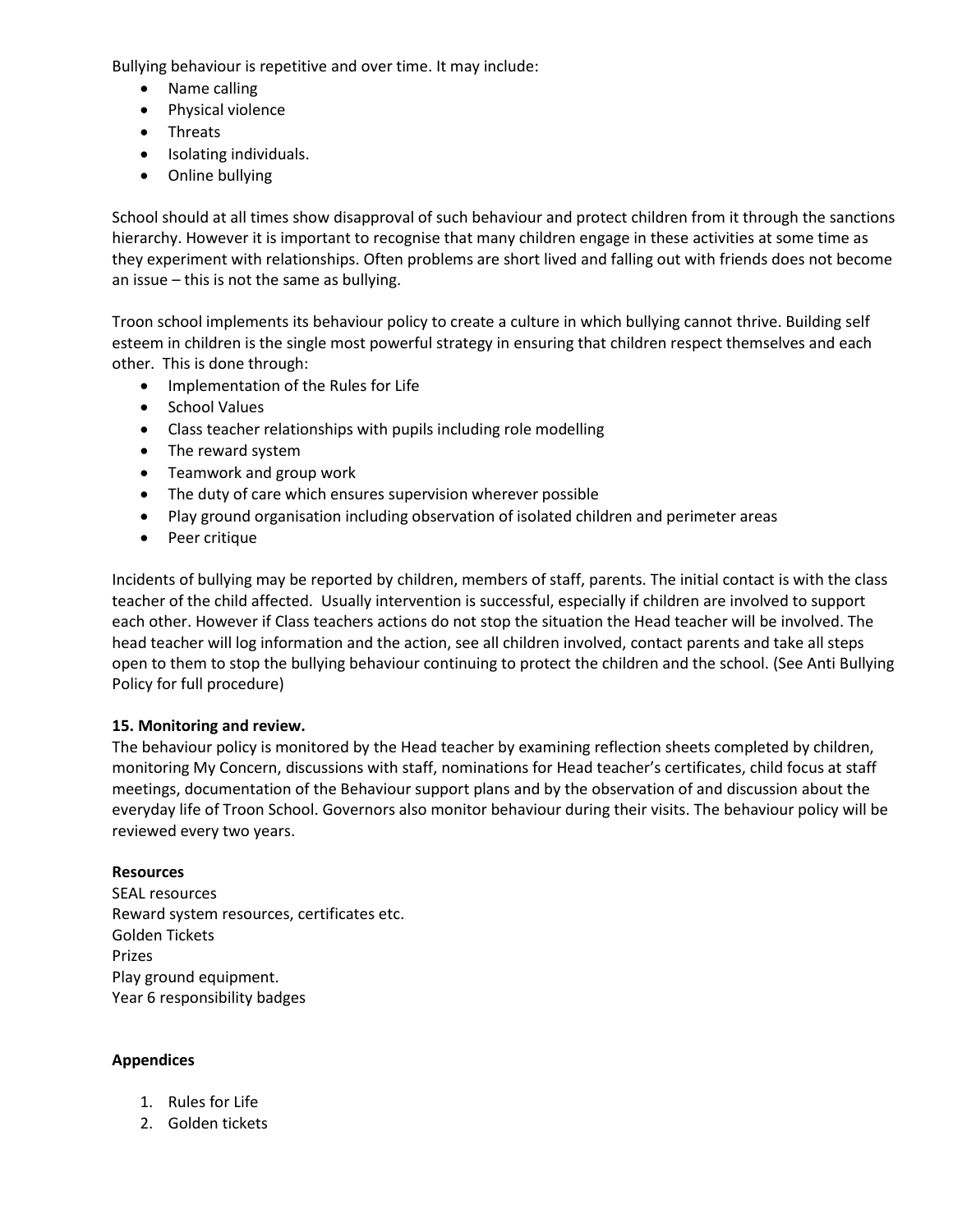Bullying behaviour is repetitive and over time. It may include:

- Name calling
- Physical violence
- Threats
- Isolating individuals.
- Online bullying

School should at all times show disapproval of such behaviour and protect children from it through the sanctions hierarchy. However it is important to recognise that many children engage in these activities at some time as they experiment with relationships. Often problems are short lived and falling out with friends does not become an issue – this is not the same as bullying.

Troon school implements its behaviour policy to create a culture in which bullying cannot thrive. Building self esteem in children is the single most powerful strategy in ensuring that children respect themselves and each other. This is done through:

- Implementation of the Rules for Life
- School Values
- Class teacher relationships with pupils including role modelling
- The reward system
- Teamwork and group work
- The duty of care which ensures supervision wherever possible
- Play ground organisation including observation of isolated children and perimeter areas
- Peer critique

Incidents of bullying may be reported by children, members of staff, parents. The initial contact is with the class teacher of the child affected. Usually intervention is successful, especially if children are involved to support each other. However if Class teachers actions do not stop the situation the Head teacher will be involved. The head teacher will log information and the action, see all children involved, contact parents and take all steps open to them to stop the bullying behaviour continuing to protect the children and the school. (See Anti Bullying Policy for full procedure)

**15. Monitoring and review.**

The behaviour policy is monitored by the Head teacher by examining reflection sheets completed by children, monitoring My Concern, discussions with staff, nominations for Head teacher's certificates, child focus at staff meetings, documentation of the Behaviour support plans and by the observation of and discussion about the everyday life of Troon School. Governors also monitor behaviour during their visits. The behaviour policy will be reviewed every two years.

**Resources**

SEAL resources
Reward system resources, certificates etc.
Golden Tickets
Prizes
Play ground equipment.
Year 6 responsibility badges

**Appendices**

1. Rules for Life
2. Golden tickets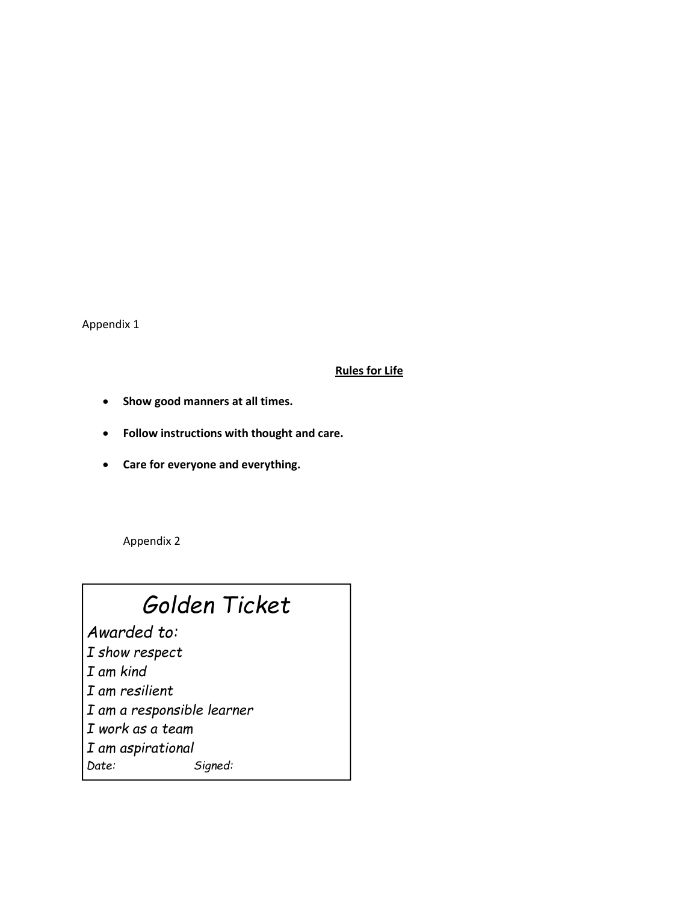Appendix 1

**Rules for Life**

- **Show good manners at all times.**
- **Follow instructions with thought and care.**
- **Care for everyone and everything.**

Appendix 2

Golden Ticket

*Awarded to:*

*I show respect*

*I am kind*

*I am resilient*

*I am a responsible learner*

*I work as a team*

*I am aspirational*

*Date:* *Signed:*